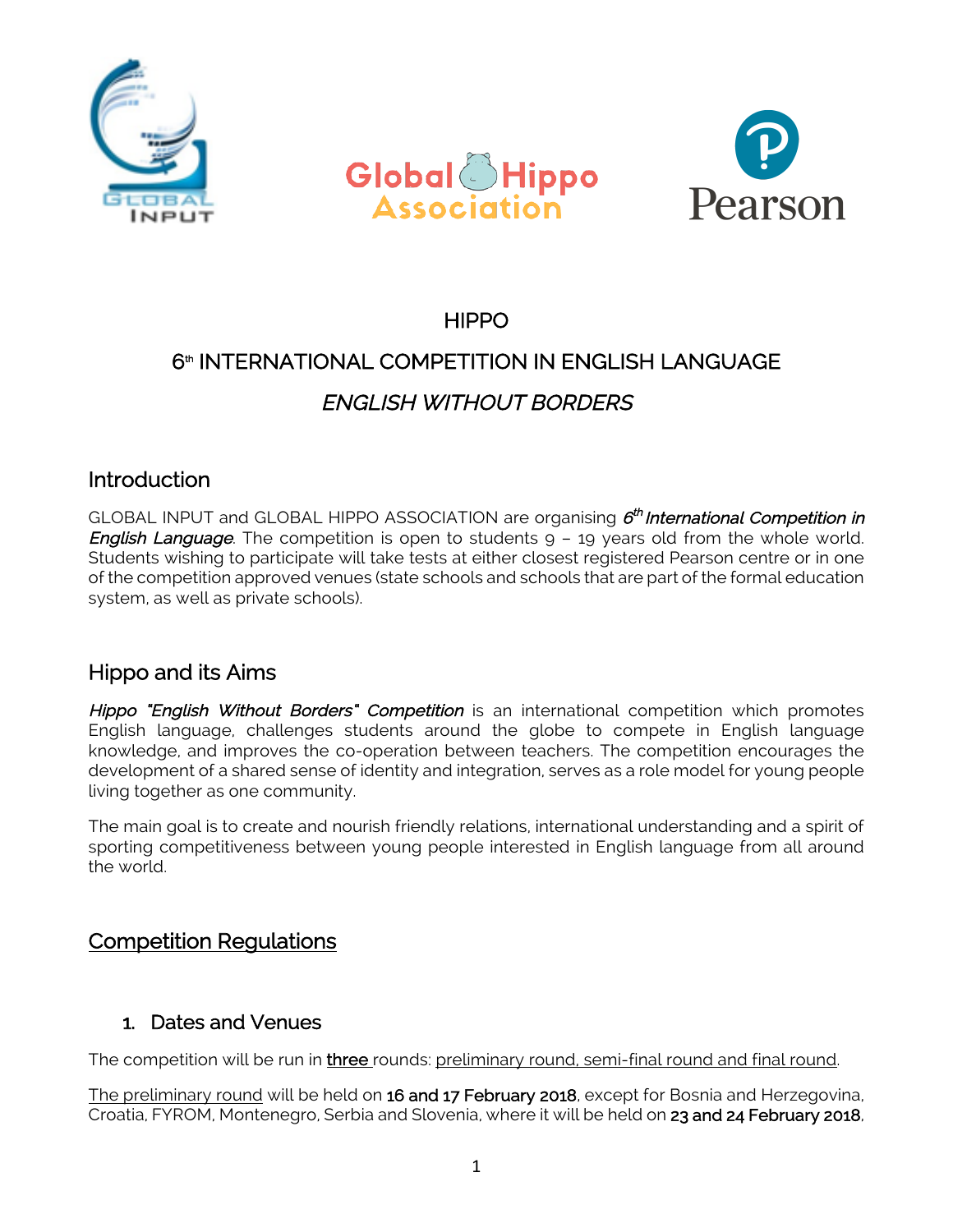# HIPPO

## 6th INTERNATIONAL COMPETITION IN ENGLISH LANGUAGE

## *ENGLISH WITHOUT BORDERS*

## Introduction

GLOBAL INPUT and GLOBAL HIPPO ASSOCIATION are organising ***6th International Competition in English Language***. The competition is open to students 9 – 19 years old from the whole world. Students wishing to participate will take tests at either closest registered Pearson centre or in one of the competition approved venues (state schools and schools that are part of the formal education system, as well as private schools).

## Hippo and its Aims

***Hippo "English Without Borders" Competition*** is an international competition which promotes English language, challenges students around the globe to compete in English language knowledge, and improves the co-operation between teachers. The competition encourages the development of a shared sense of identity and integration, serves as a role model for young people living together as one community.

The main goal is to create and nourish friendly relations, international understanding and a spirit of sporting competitiveness between young people interested in English language from all around the world.

## Competition Regulations

### 1. Dates and Venues

The competition will be run in **three** rounds: preliminary round, semi-final round and final round.

The preliminary round will be held on **16 and 17 February 2018**, except for Bosnia and Herzegovina, Croatia, FYROM, Montenegro, Serbia and Slovenia, where it will be held on **23 and 24 February 2018**,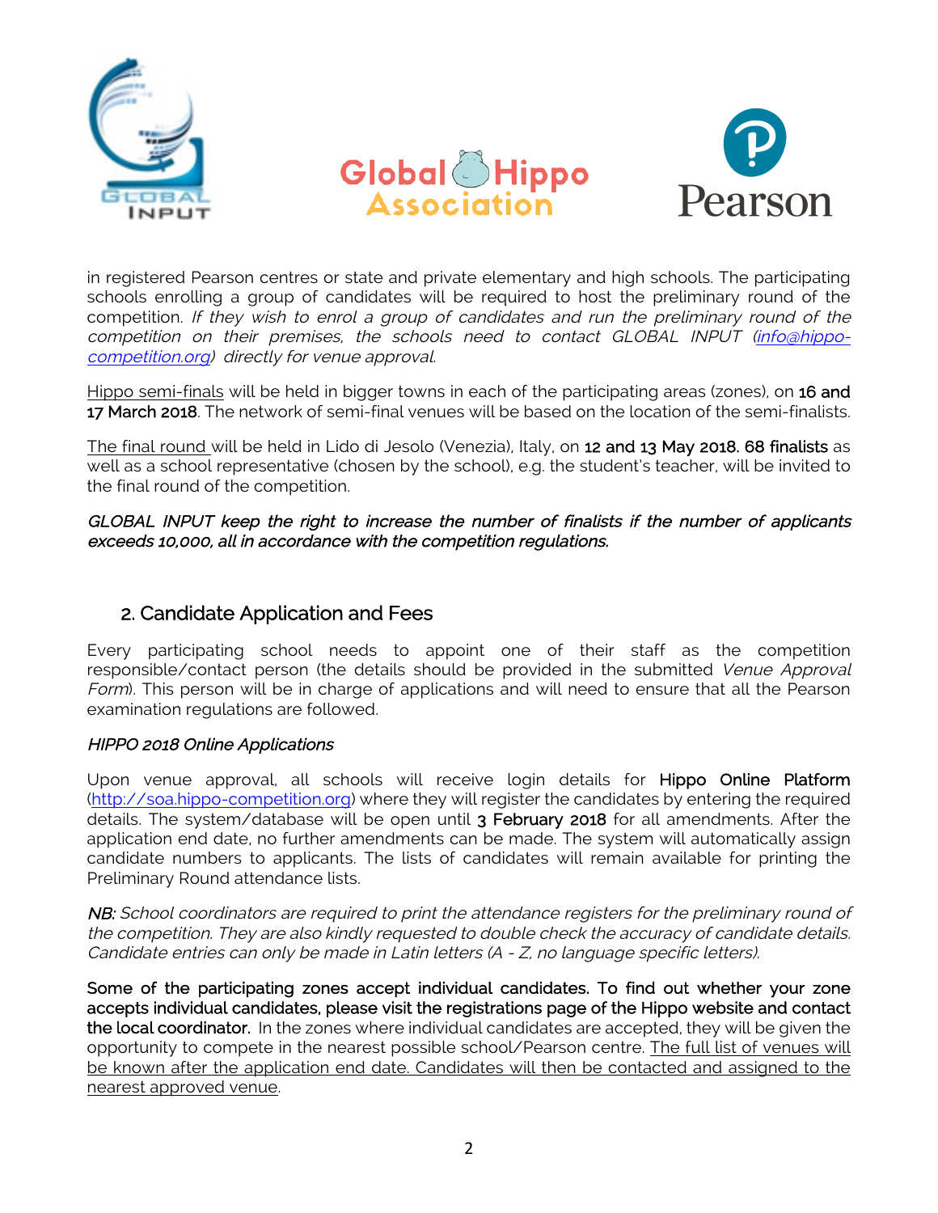in registered Pearson centres or state and private elementary and high schools. The participating schools enrolling a group of candidates will be required to host the preliminary round of the competition. *If they wish to enrol a group of candidates and run the preliminary round of the competition on their premises, the schools need to contact GLOBAL INPUT (info@hippo-competition.org) directly for venue approval.*

Hippo semi-finals will be held in bigger towns in each of the participating areas (zones), on **16 and 17 March 2018**. The network of semi-final venues will be based on the location of the semi-finalists.

The final round will be held in Lido di Jesolo (Venezia), Italy, on **12 and 13 May 2018. 68 finalists** as well as a school representative (chosen by the school), e.g. the student's teacher, will be invited to the final round of the competition.

***GLOBAL INPUT keep the right to increase the number of finalists if the number of applicants exceeds 10,000, all in accordance with the competition regulations.***

## 2. Candidate Application and Fees

Every participating school needs to appoint one of their staff as the competition responsible/contact person (the details should be provided in the submitted *Venue Approval Form*). This person will be in charge of applications and will need to ensure that all the Pearson examination regulations are followed.

*HIPPO 2018 Online Applications*

Upon venue approval, all schools will receive login details for **Hippo Online Platform** (http://soa.hippo-competition.org) where they will register the candidates by entering the required details. The system/database will be open until **3 February 2018** for all amendments. After the application end date, no further amendments can be made. The system will automatically assign candidate numbers to applicants. The lists of candidates will remain available for printing the Preliminary Round attendance lists.

***NB:*** *School coordinators are required to print the attendance registers for the preliminary round of the competition. They are also kindly requested to double check the accuracy of candidate details. Candidate entries can only be made in Latin letters (A - Z, no language specific letters).*

**Some of the participating zones accept individual candidates. To find out whether your zone accepts individual candidates, please visit the registrations page of the Hippo website and contact the local coordinator.** In the zones where individual candidates are accepted, they will be given the opportunity to compete in the nearest possible school/Pearson centre. The full list of venues will be known after the application end date. Candidates will then be contacted and assigned to the nearest approved venue.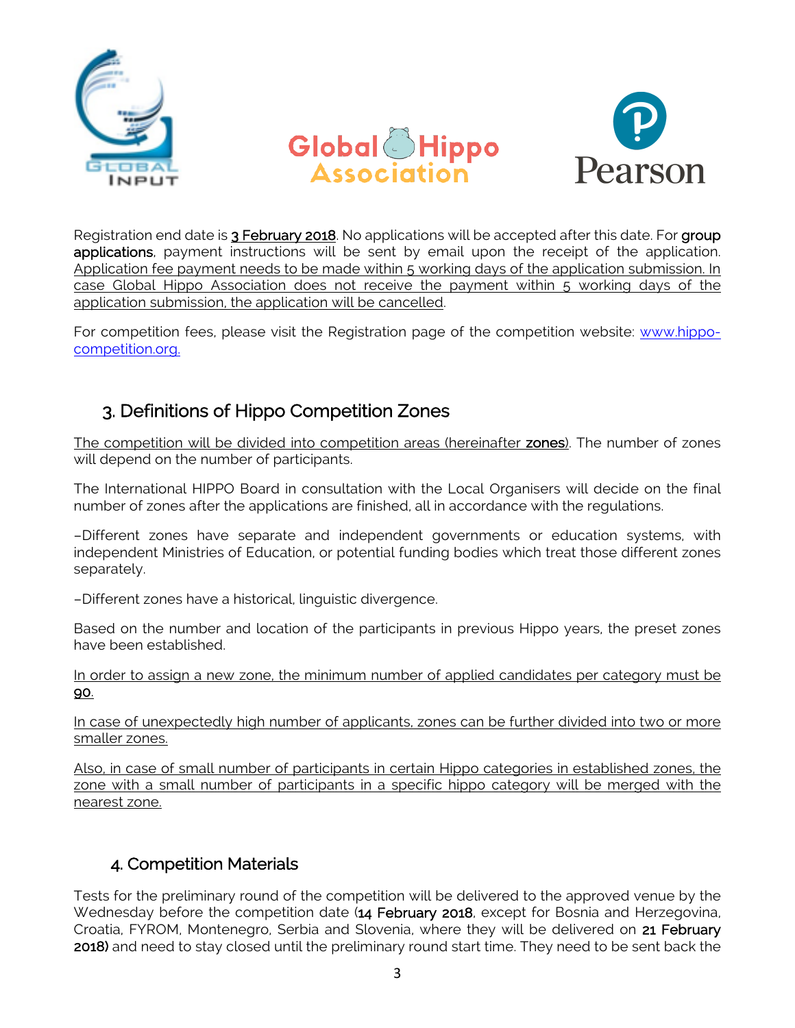Registration end date is **3 February 2018**. No applications will be accepted after this date. For **group applications**, payment instructions will be sent by email upon the receipt of the application. Application fee payment needs to be made within 5 working days of the application submission. In case Global Hippo Association does not receive the payment within 5 working days of the application submission, the application will be cancelled.

For competition fees, please visit the Registration page of the competition website: www.hippo-competition.org.

## 3. Definitions of Hippo Competition Zones

The competition will be divided into competition areas (hereinafter **zones**). The number of zones will depend on the number of participants.

The International HIPPO Board in consultation with the Local Organisers will decide on the final number of zones after the applications are finished, all in accordance with the regulations.

–Different zones have separate and independent governments or education systems, with independent Ministries of Education, or potential funding bodies which treat those different zones separately.

–Different zones have a historical, linguistic divergence.

Based on the number and location of the participants in previous Hippo years, the preset zones have been established.

In order to assign a new zone, the minimum number of applied candidates per category must be **90**.

In case of unexpectedly high number of applicants, zones can be further divided into two or more smaller zones.

Also, in case of small number of participants in certain Hippo categories in established zones, the zone with a small number of participants in a specific hippo category will be merged with the nearest zone.

## 4. Competition Materials

Tests for the preliminary round of the competition will be delivered to the approved venue by the Wednesday before the competition date (**14 February 2018**, except for Bosnia and Herzegovina, Croatia, FYROM, Montenegro, Serbia and Slovenia, where they will be delivered on **21 February 2018)** and need to stay closed until the preliminary round start time. They need to be sent back the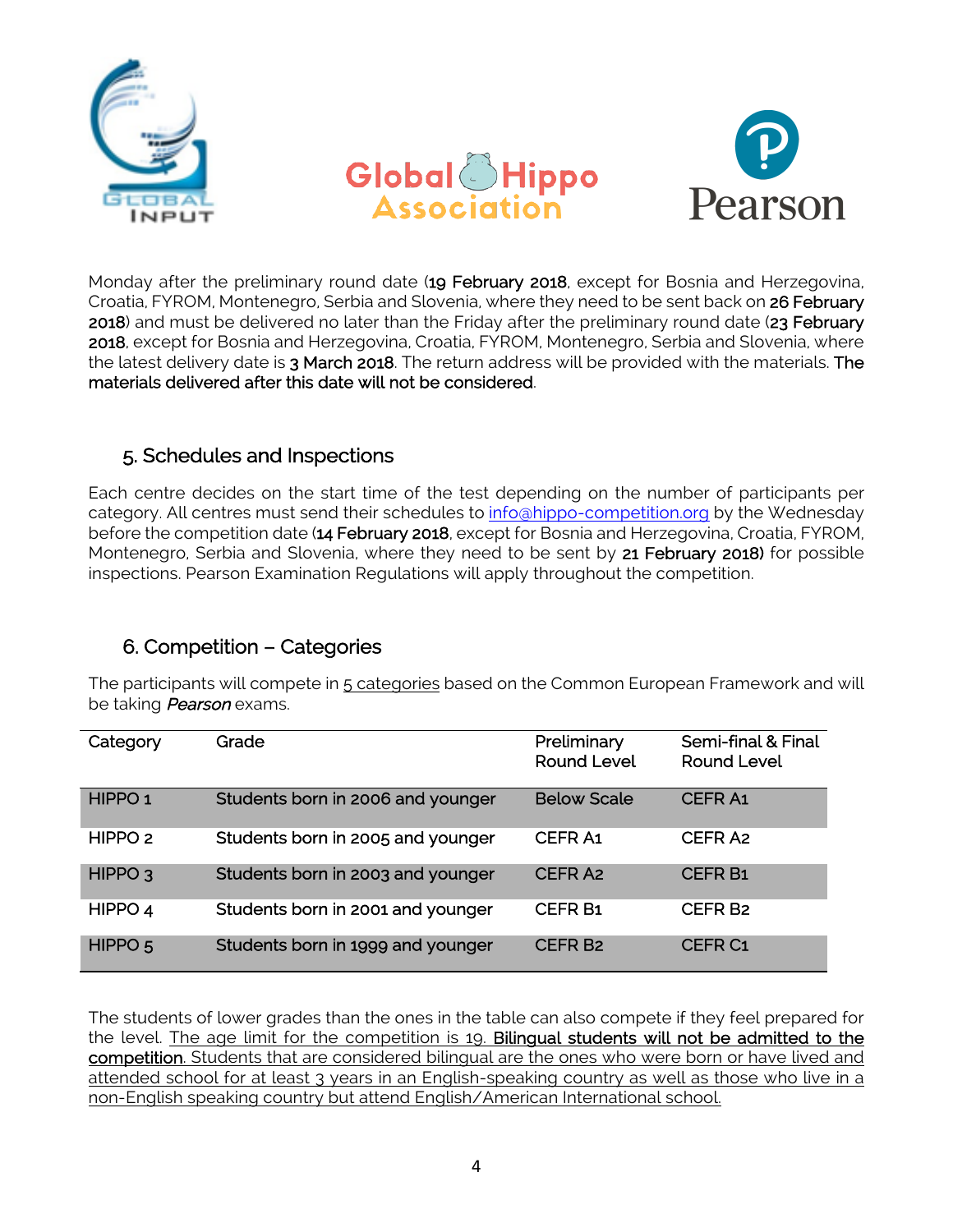Monday after the preliminary round date (**19 February 2018**, except for Bosnia and Herzegovina, Croatia, FYROM, Montenegro, Serbia and Slovenia, where they need to be sent back on **26 February 2018**) and must be delivered no later than the Friday after the preliminary round date (**23 February 2018**, except for Bosnia and Herzegovina, Croatia, FYROM, Montenegro, Serbia and Slovenia, where the latest delivery date is **3 March 2018**. The return address will be provided with the materials. **The materials delivered after this date will not be considered**.

## 5. Schedules and Inspections

Each centre decides on the start time of the test depending on the number of participants per category. All centres must send their schedules to info@hippo-competition.org by the Wednesday before the competition date (**14 February 2018**, except for Bosnia and Herzegovina, Croatia, FYROM, Montenegro, Serbia and Slovenia, where they need to be sent by **21 February 2018)** for possible inspections. Pearson Examination Regulations will apply throughout the competition.

## 6. Competition – Categories

The participants will compete in 5 categories based on the Common European Framework and will be taking *Pearson* exams.

| Category | Grade | Preliminary Round Level | Semi-final & Final Round Level |
|---|---|---|---|
| HIPPO 1 | Students born in 2006 and younger | Below Scale | CEFR A1 |
| HIPPO 2 | Students born in 2005 and younger | CEFR A1 | CEFR A2 |
| HIPPO 3 | Students born in 2003 and younger | CEFR A2 | CEFR B1 |
| HIPPO 4 | Students born in 2001 and younger | CEFR B1 | CEFR B2 |
| HIPPO 5 | Students born in 1999 and younger | CEFR B2 | CEFR C1 |

The students of lower grades than the ones in the table can also compete if they feel prepared for the level. The age limit for the competition is 19. **Bilingual students will not be admitted to the competition**. Students that are considered bilingual are the ones who were born or have lived and attended school for at least 3 years in an English-speaking country as well as those who live in a non-English speaking country but attend English/American International school.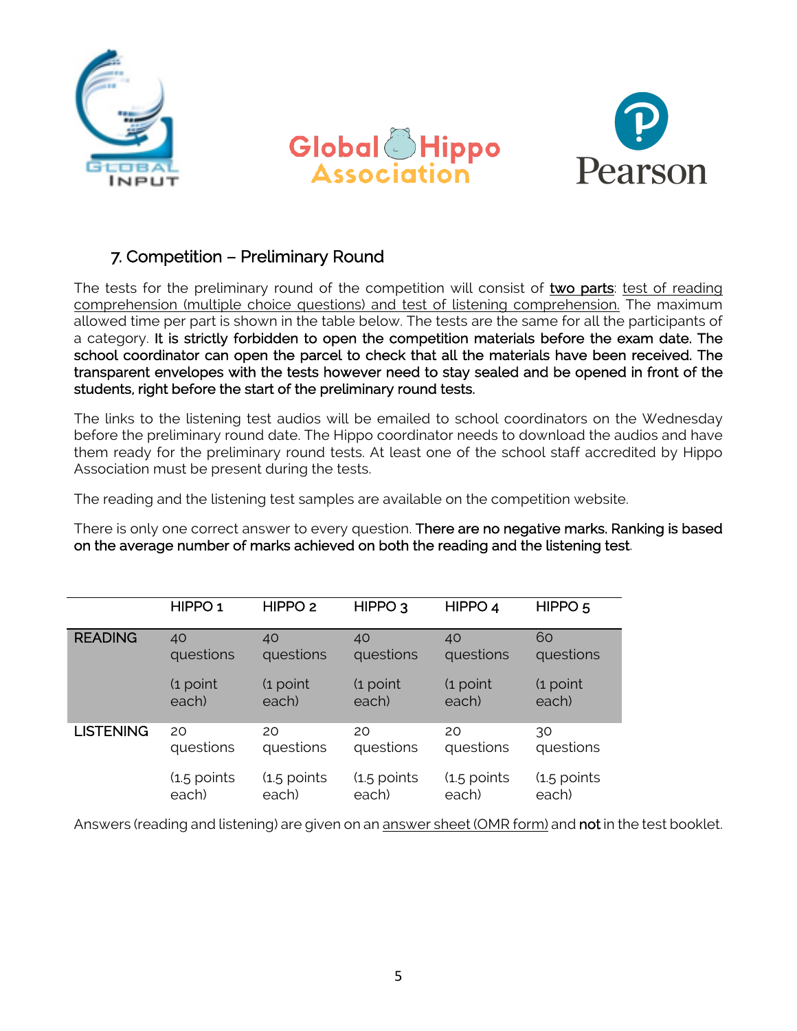## 7. Competition – Preliminary Round

The tests for the preliminary round of the competition will consist of **two parts**: test of reading comprehension (multiple choice questions) and test of listening comprehension. The maximum allowed time per part is shown in the table below. The tests are the same for all the participants of a category. **It is strictly forbidden to open the competition materials before the exam date. The school coordinator can open the parcel to check that all the materials have been received. The transparent envelopes with the tests however need to stay sealed and be opened in front of the students, right before the start of the preliminary round tests.**

The links to the listening test audios will be emailed to school coordinators on the Wednesday before the preliminary round date. The Hippo coordinator needs to download the audios and have them ready for the preliminary round tests. At least one of the school staff accredited by Hippo Association must be present during the tests.

The reading and the listening test samples are available on the competition website.

There is only one correct answer to every question. **There are no negative marks. Ranking is based on the average number of marks achieved on both the reading and the listening test**.

| | HIPPO 1 | HIPPO 2 | HIPPO 3 | HIPPO 4 | HIPPO 5 |
|---|---|---|---|---|---|
| **READING** | 40 questions (1 point each) | 40 questions (1 point each) | 40 questions (1 point each) | 40 questions (1 point each) | 60 questions (1 point each) |
| **LISTENING** | 20 questions (1.5 points each) | 20 questions (1.5 points each) | 20 questions (1.5 points each) | 20 questions (1.5 points each) | 30 questions (1.5 points each) |

Answers (reading and listening) are given on an answer sheet (OMR form) and **not** in the test booklet.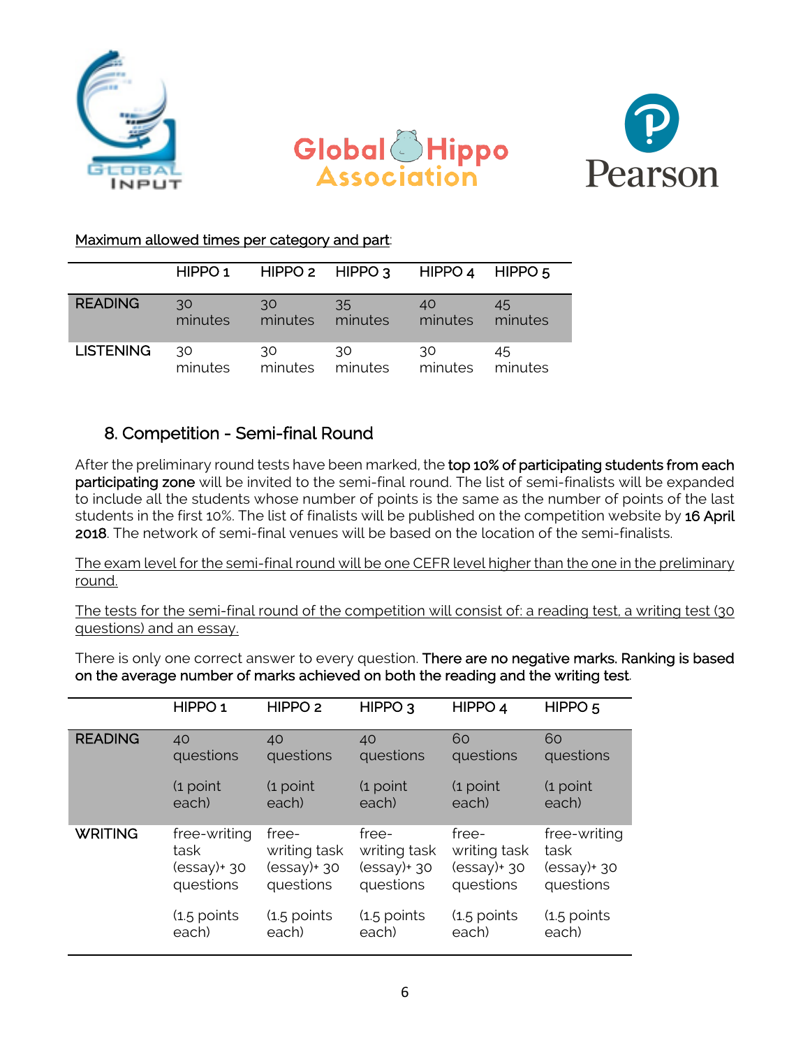Maximum allowed times per category and part:

| | HIPPO 1 | HIPPO 2 | HIPPO 3 | HIPPO 4 | HIPPO 5 |
|---|---|---|---|---|---|
| READING | 30 minutes | 30 minutes | 35 minutes | 40 minutes | 45 minutes |
| LISTENING | 30 minutes | 30 minutes | 30 minutes | 30 minutes | 45 minutes |

## 8. Competition - Semi-final Round

After the preliminary round tests have been marked, the **top 10% of participating students from each participating zone** will be invited to the semi-final round. The list of semi-finalists will be expanded to include all the students whose number of points is the same as the number of points of the last students in the first 10%. The list of finalists will be published on the competition website by **16 April 2018**. The network of semi-final venues will be based on the location of the semi-finalists.

The exam level for the semi-final round will be one CEFR level higher than the one in the preliminary round.

The tests for the semi-final round of the competition will consist of: a reading test, a writing test (30 questions) and an essay.

There is only one correct answer to every question. **There are no negative marks. Ranking is based on the average number of marks achieved on both the reading and the writing test**.

| | HIPPO 1 | HIPPO 2 | HIPPO 3 | HIPPO 4 | HIPPO 5 |
|---|---|---|---|---|---|
| READING | 40 questions (1 point each) | 40 questions (1 point each) | 40 questions (1 point each) | 60 questions (1 point each) | 60 questions (1 point each) |
| WRITING | free-writing task (essay)+ 30 questions (1.5 points each) | free-writing task (essay)+ 30 questions (1.5 points each) | free-writing task (essay)+ 30 questions (1.5 points each) | free-writing task (essay)+ 30 questions (1.5 points each) | free-writing task (essay)+ 30 questions (1.5 points each) |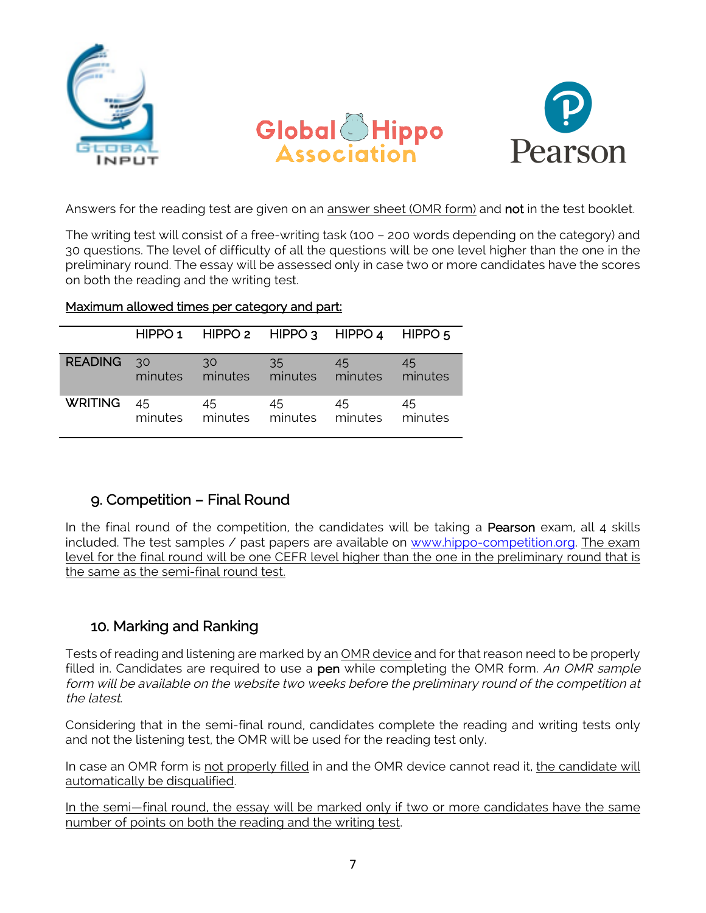Answers for the reading test are given on an answer sheet (OMR form) and **not** in the test booklet.

The writing test will consist of a free-writing task (100 – 200 words depending on the category) and 30 questions. The level of difficulty of all the questions will be one level higher than the one in the preliminary round. The essay will be assessed only in case two or more candidates have the scores on both the reading and the writing test.

Maximum allowed times per category and part:

| | HIPPO 1 | HIPPO 2 | HIPPO 3 | HIPPO 4 | HIPPO 5 |
|---|---|---|---|---|---|
| READING | 30 minutes | 30 minutes | 35 minutes | 45 minutes | 45 minutes |
| WRITING | 45 minutes | 45 minutes | 45 minutes | 45 minutes | 45 minutes |

## 9. Competition – Final Round

In the final round of the competition, the candidates will be taking a **Pearson** exam, all 4 skills included. The test samples / past papers are available on www.hippo-competition.org. The exam level for the final round will be one CEFR level higher than the one in the preliminary round that is the same as the semi-final round test.

## 10. Marking and Ranking

Tests of reading and listening are marked by an OMR device and for that reason need to be properly filled in. Candidates are required to use a **pen** while completing the OMR form. *An OMR sample form will be available on the website two weeks before the preliminary round of the competition at the latest*.

Considering that in the semi-final round, candidates complete the reading and writing tests only and not the listening test, the OMR will be used for the reading test only.

In case an OMR form is not properly filled in and the OMR device cannot read it, the candidate will automatically be disqualified.

In the semi—final round, the essay will be marked only if two or more candidates have the same number of points on both the reading and the writing test.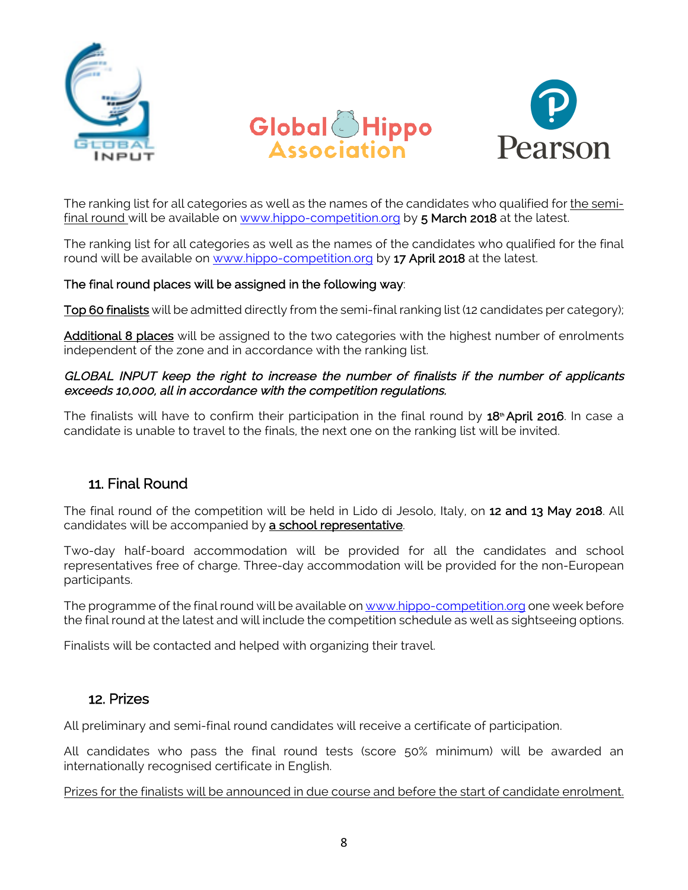The ranking list for all categories as well as the names of the candidates who qualified for the semi-final round will be available on www.hippo-competition.org by **5 March 2018** at the latest.

The ranking list for all categories as well as the names of the candidates who qualified for the final round will be available on www.hippo-competition.org by **17 April 2018** at the latest.

**The final round places will be assigned in the following way**:

**Top 60 finalists** will be admitted directly from the semi-final ranking list (12 candidates per category);

**Additional 8 places** will be assigned to the two categories with the highest number of enrolments independent of the zone and in accordance with the ranking list.

***GLOBAL INPUT keep the right to increase the number of finalists if the number of applicants exceeds 10,000, all in accordance with the competition regulations.***

The finalists will have to confirm their participation in the final round by **18th April 2016**. In case a candidate is unable to travel to the finals, the next one on the ranking list will be invited.

## 11. Final Round

The final round of the competition will be held in Lido di Jesolo, Italy, on **12 and 13 May 2018**. All candidates will be accompanied by **a school representative**.

Two-day half-board accommodation will be provided for all the candidates and school representatives free of charge. Three-day accommodation will be provided for the non-European participants.

The programme of the final round will be available on www.hippo-competition.org one week before the final round at the latest and will include the competition schedule as well as sightseeing options.

Finalists will be contacted and helped with organizing their travel.

## 12. Prizes

All preliminary and semi-final round candidates will receive a certificate of participation.

All candidates who pass the final round tests (score 50% minimum) will be awarded an internationally recognised certificate in English.

Prizes for the finalists will be announced in due course and before the start of candidate enrolment.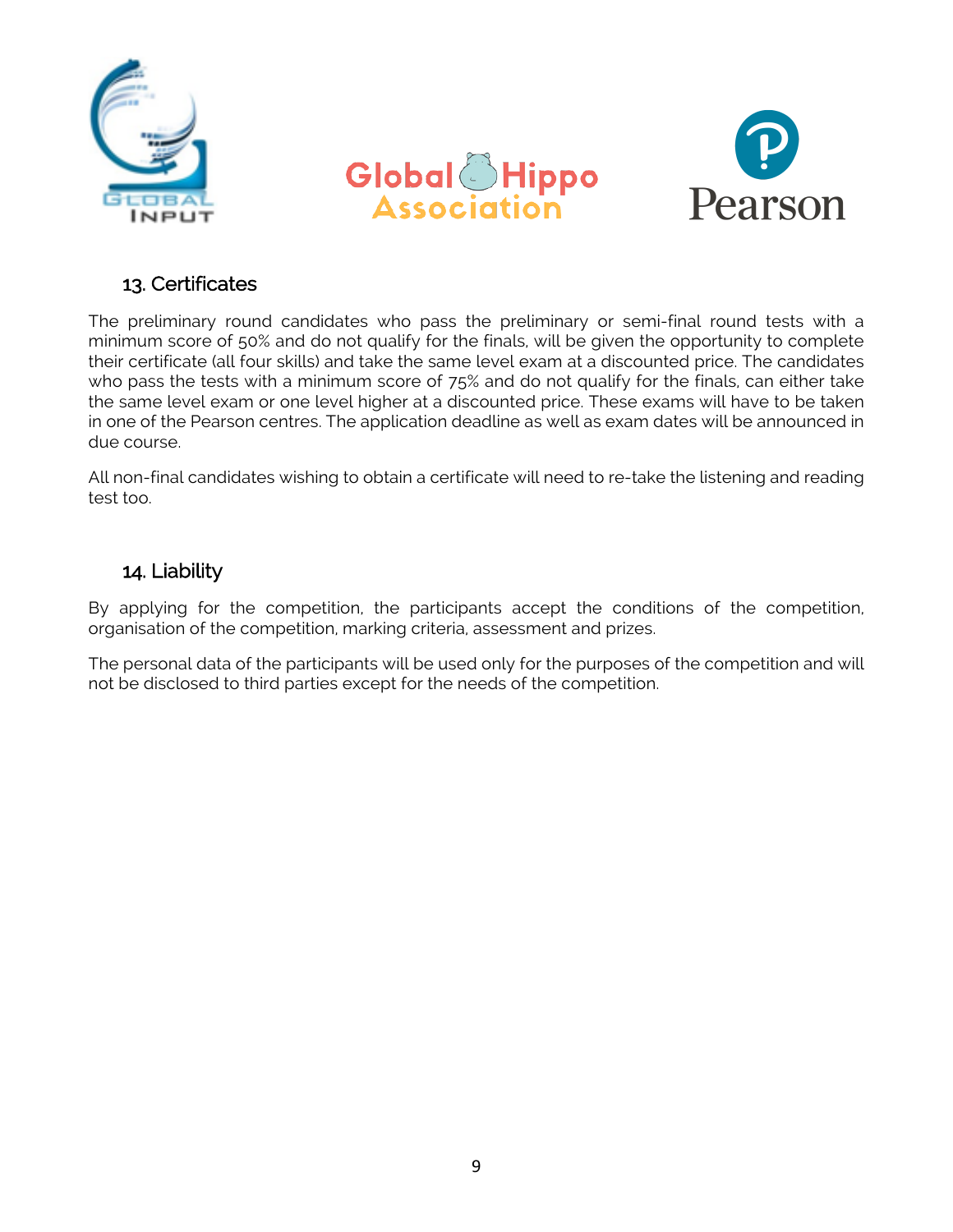## 13. Certificates

The preliminary round candidates who pass the preliminary or semi-final round tests with a minimum score of 50% and do not qualify for the finals, will be given the opportunity to complete their certificate (all four skills) and take the same level exam at a discounted price. The candidates who pass the tests with a minimum score of 75% and do not qualify for the finals, can either take the same level exam or one level higher at a discounted price. These exams will have to be taken in one of the Pearson centres. The application deadline as well as exam dates will be announced in due course.

All non-final candidates wishing to obtain a certificate will need to re-take the listening and reading test too.

## 14. Liability

By applying for the competition, the participants accept the conditions of the competition, organisation of the competition, marking criteria, assessment and prizes.

The personal data of the participants will be used only for the purposes of the competition and will not be disclosed to third parties except for the needs of the competition.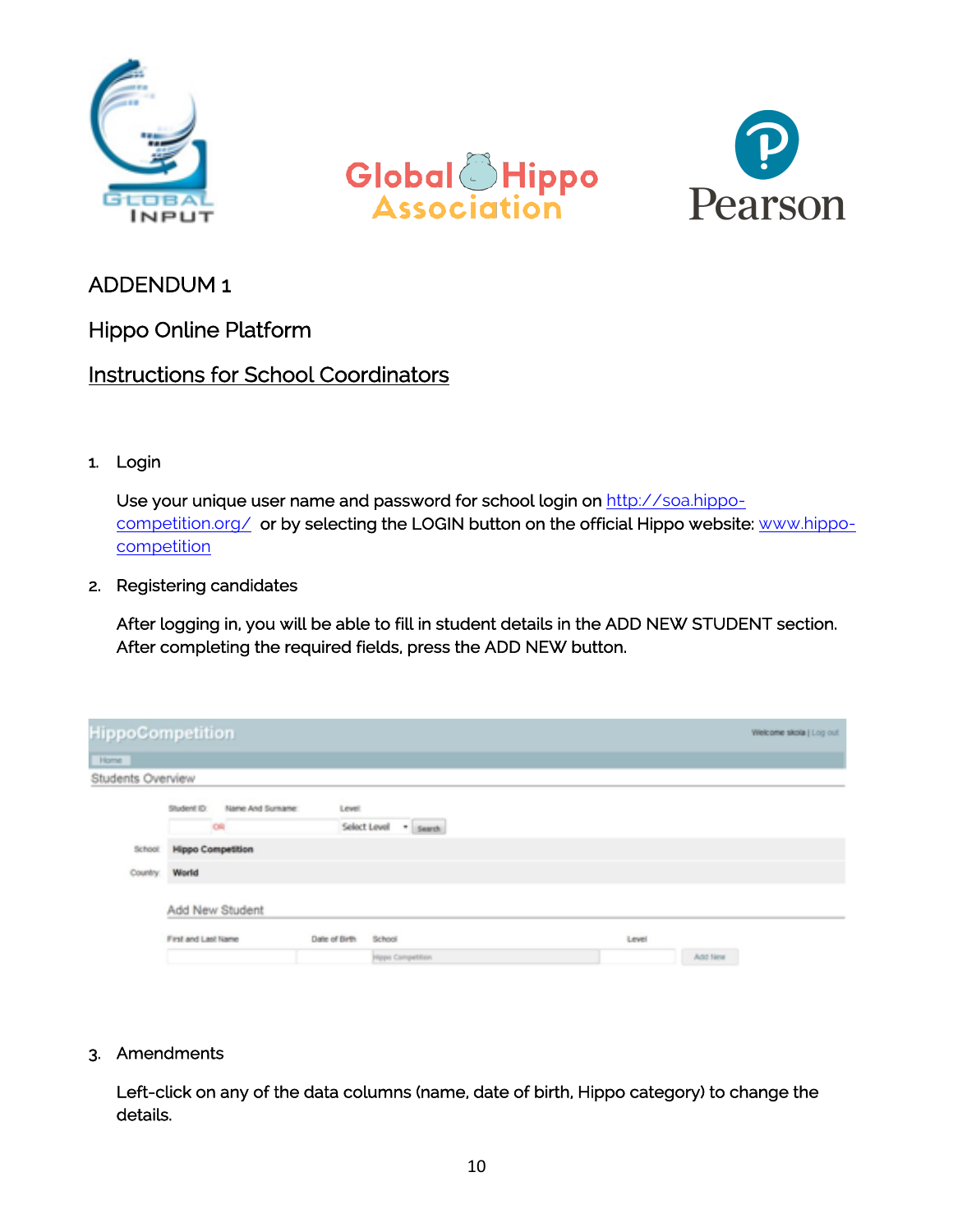ADDENDUM 1

Hippo Online Platform

Instructions for School Coordinators

1. Login

   Use your unique user name and password for school login on [http://soa.hippo-competition.org/](http://soa.hippo-competition.org/) or by selecting the LOGIN button on the official Hippo website: [www.hippo-competition](www.hippo-competition)

2. Registering candidates

   After logging in, you will be able to fill in student details in the ADD NEW STUDENT section. After completing the required fields, press the ADD NEW button.

3. Amendments

   Left-click on any of the data columns (name, date of birth, Hippo category) to change the details.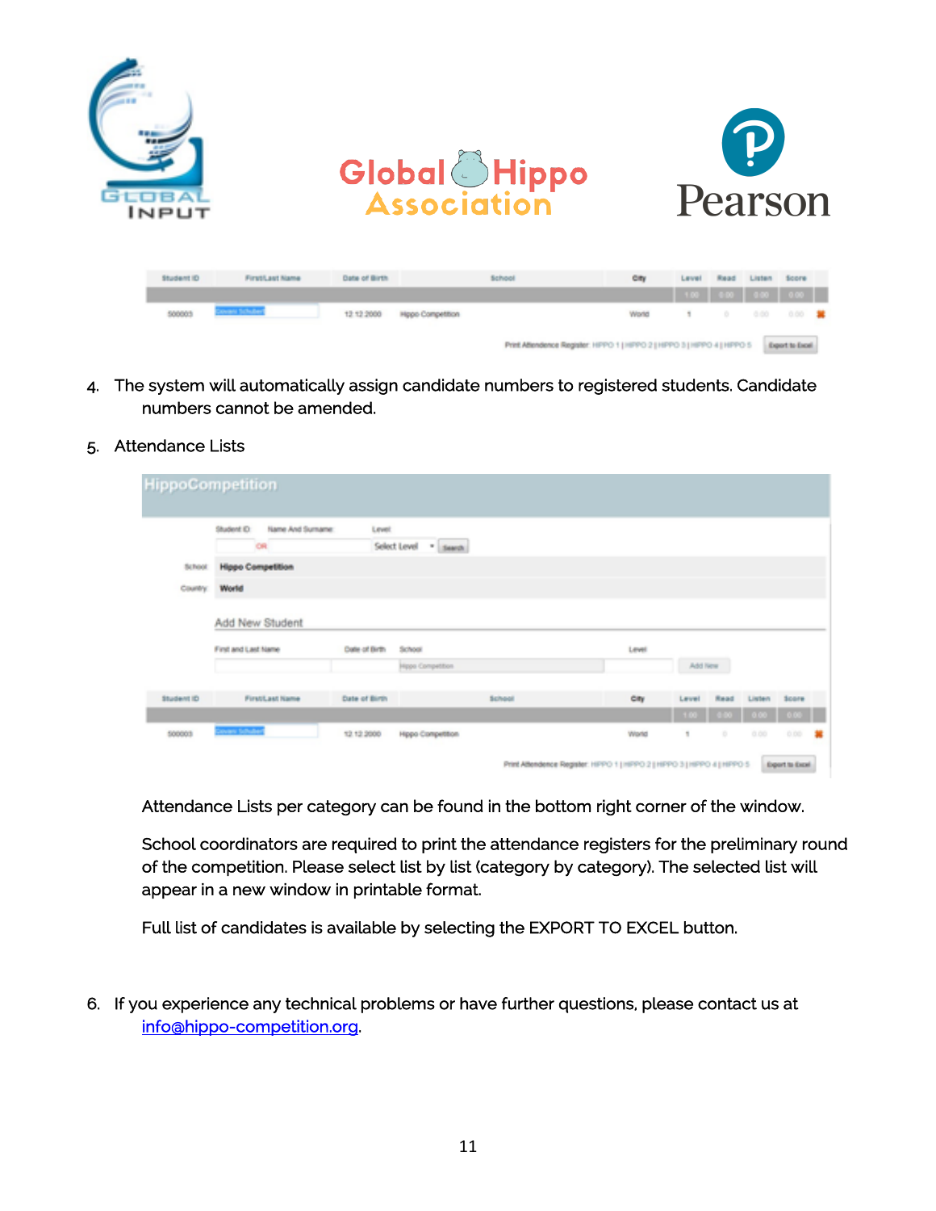4. The system will automatically assign candidate numbers to registered students. Candidate numbers cannot be amended.

5. Attendance Lists

Attendance Lists per category can be found in the bottom right corner of the window.

School coordinators are required to print the attendance registers for the preliminary round of the competition. Please select list by list (category by category). The selected list will appear in a new window in printable format.

Full list of candidates is available by selecting the EXPORT TO EXCEL button.

6. If you experience any technical problems or have further questions, please contact us at info@hippo-competition.org.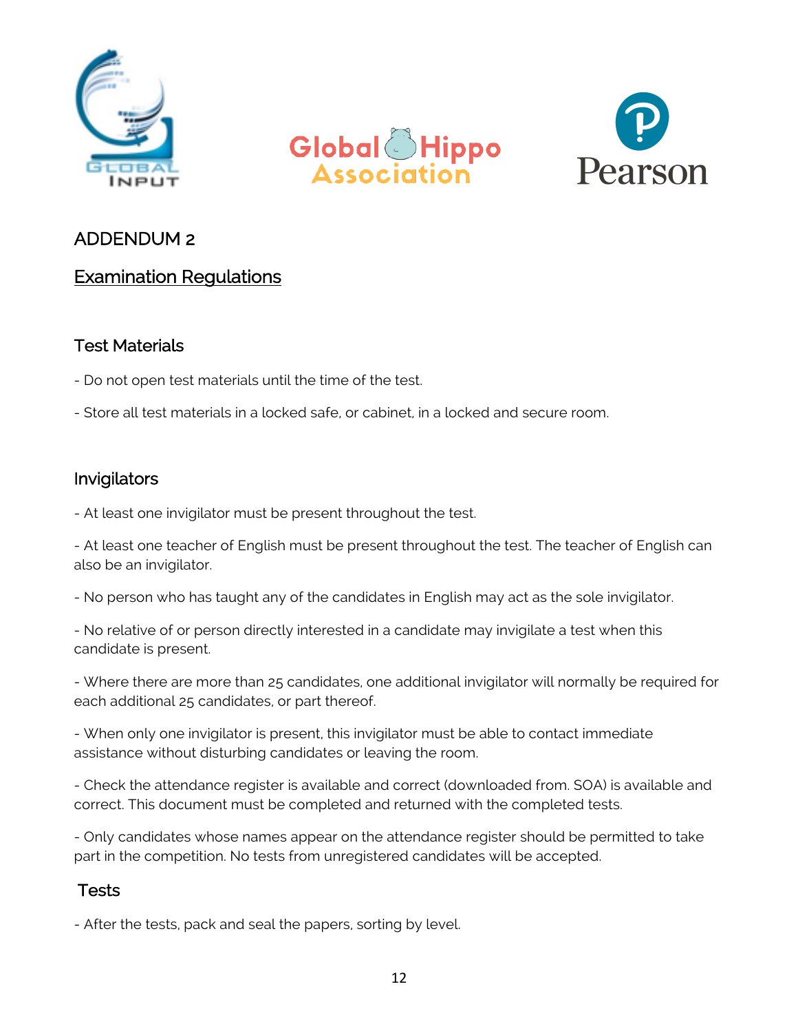# ADDENDUM 2

## Examination Regulations

### Test Materials

- Do not open test materials until the time of the test.

- Store all test materials in a locked safe, or cabinet, in a locked and secure room.

### Invigilators

- At least one invigilator must be present throughout the test.

- At least one teacher of English must be present throughout the test. The teacher of English can also be an invigilator.

- No person who has taught any of the candidates in English may act as the sole invigilator.

- No relative of or person directly interested in a candidate may invigilate a test when this candidate is present.

- Where there are more than 25 candidates, one additional invigilator will normally be required for each additional 25 candidates, or part thereof.

- When only one invigilator is present, this invigilator must be able to contact immediate assistance without disturbing candidates or leaving the room.

- Check the attendance register is available and correct (downloaded from. SOA) is available and correct. This document must be completed and returned with the completed tests.

- Only candidates whose names appear on the attendance register should be permitted to take part in the competition. No tests from unregistered candidates will be accepted.

### Tests

- After the tests, pack and seal the papers, sorting by level.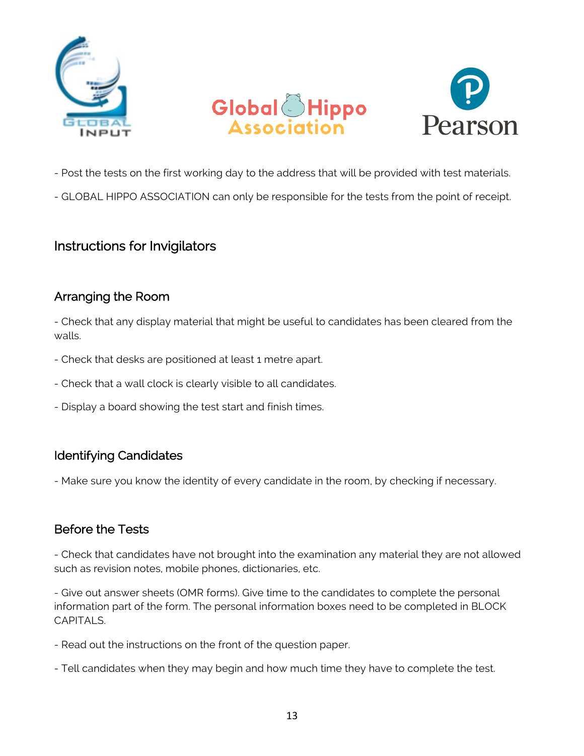- Post the tests on the first working day to the address that will be provided with test materials.

- GLOBAL HIPPO ASSOCIATION can only be responsible for the tests from the point of receipt.

## Instructions for Invigilators

### Arranging the Room

- Check that any display material that might be useful to candidates has been cleared from the walls.

- Check that desks are positioned at least 1 metre apart.

- Check that a wall clock is clearly visible to all candidates.

- Display a board showing the test start and finish times.

### Identifying Candidates

- Make sure you know the identity of every candidate in the room, by checking if necessary.

### Before the Tests

- Check that candidates have not brought into the examination any material they are not allowed such as revision notes, mobile phones, dictionaries, etc.

- Give out answer sheets (OMR forms). Give time to the candidates to complete the personal information part of the form. The personal information boxes need to be completed in BLOCK CAPITALS.

- Read out the instructions on the front of the question paper.

- Tell candidates when they may begin and how much time they have to complete the test.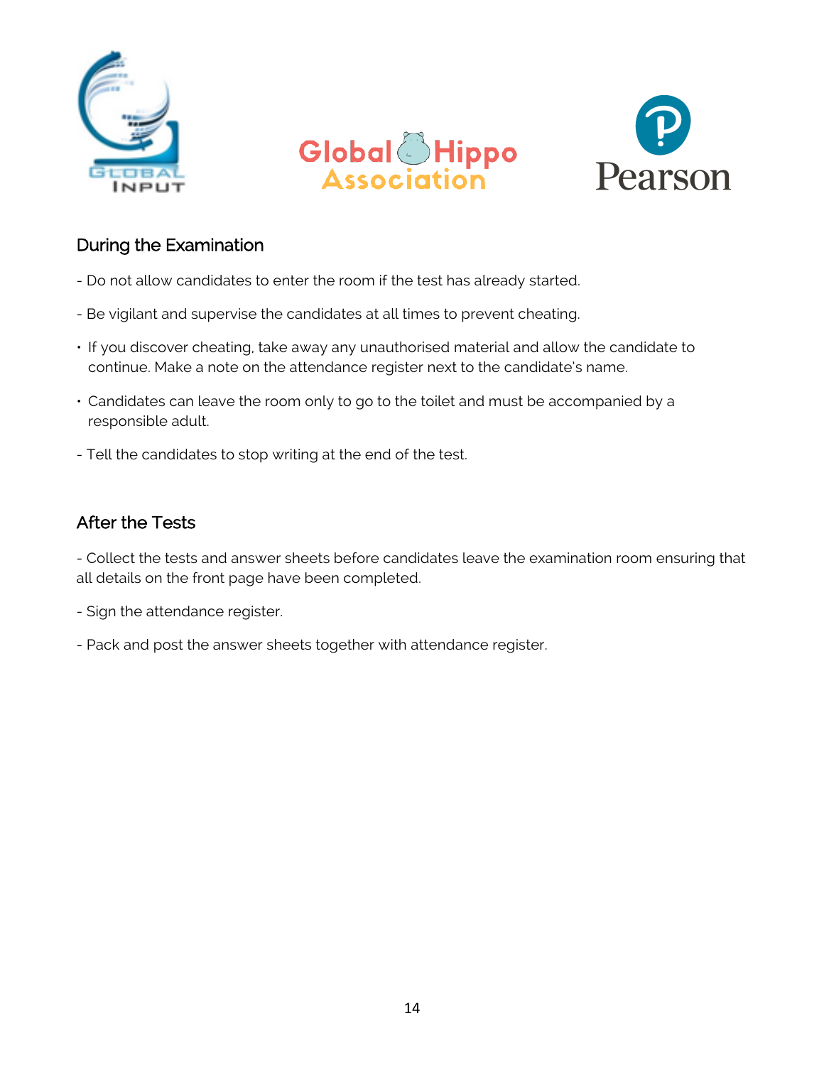## During the Examination

- Do not allow candidates to enter the room if the test has already started.

- Be vigilant and supervise the candidates at all times to prevent cheating.

- If you discover cheating, take away any unauthorised material and allow the candidate to continue. Make a note on the attendance register next to the candidate's name.

- Candidates can leave the room only to go to the toilet and must be accompanied by a responsible adult.

- Tell the candidates to stop writing at the end of the test.

## After the Tests

- Collect the tests and answer sheets before candidates leave the examination room ensuring that all details on the front page have been completed.

- Sign the attendance register.

- Pack and post the answer sheets together with attendance register.